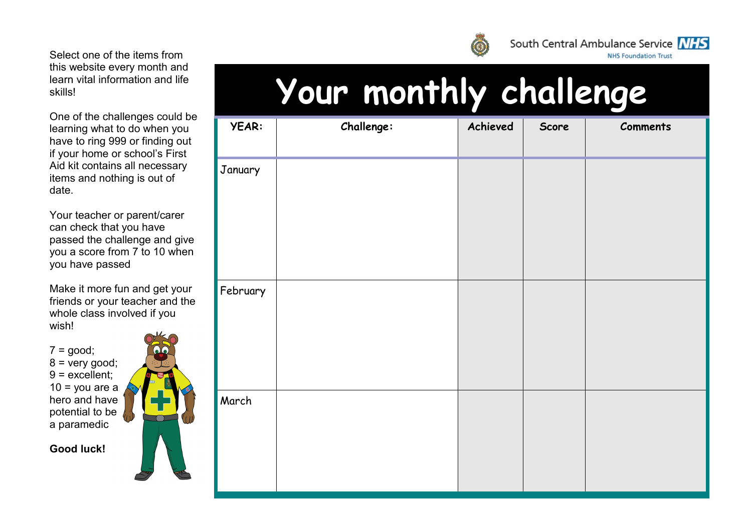Select one of the items from this website every month and learn vital information and life skills!

One of the challenges could be learning what to do when you have to ring 999 or finding out if your home or school's First Aid kit contains all necessary items and nothing is out of date.

Your teacher or parent/carer can check that you have passed the challenge and give you a score from 7 to 10 when you have passed

Make it more fun and get your friends or your teacher and the whole class involved if you wish!

7 = good;
8 = very good;
9 = excellent;
10 = you are a hero and have potential to be a paramedic

**Good luck!**

South Central Ambulance Service NHS
NHS Foundation Trust

# Your monthly challenge

| YEAR: | Challenge: | Achieved | Score | Comments |
|---|---|---|---|---|
| January | | | | |
| February | | | | |
| March | | | | |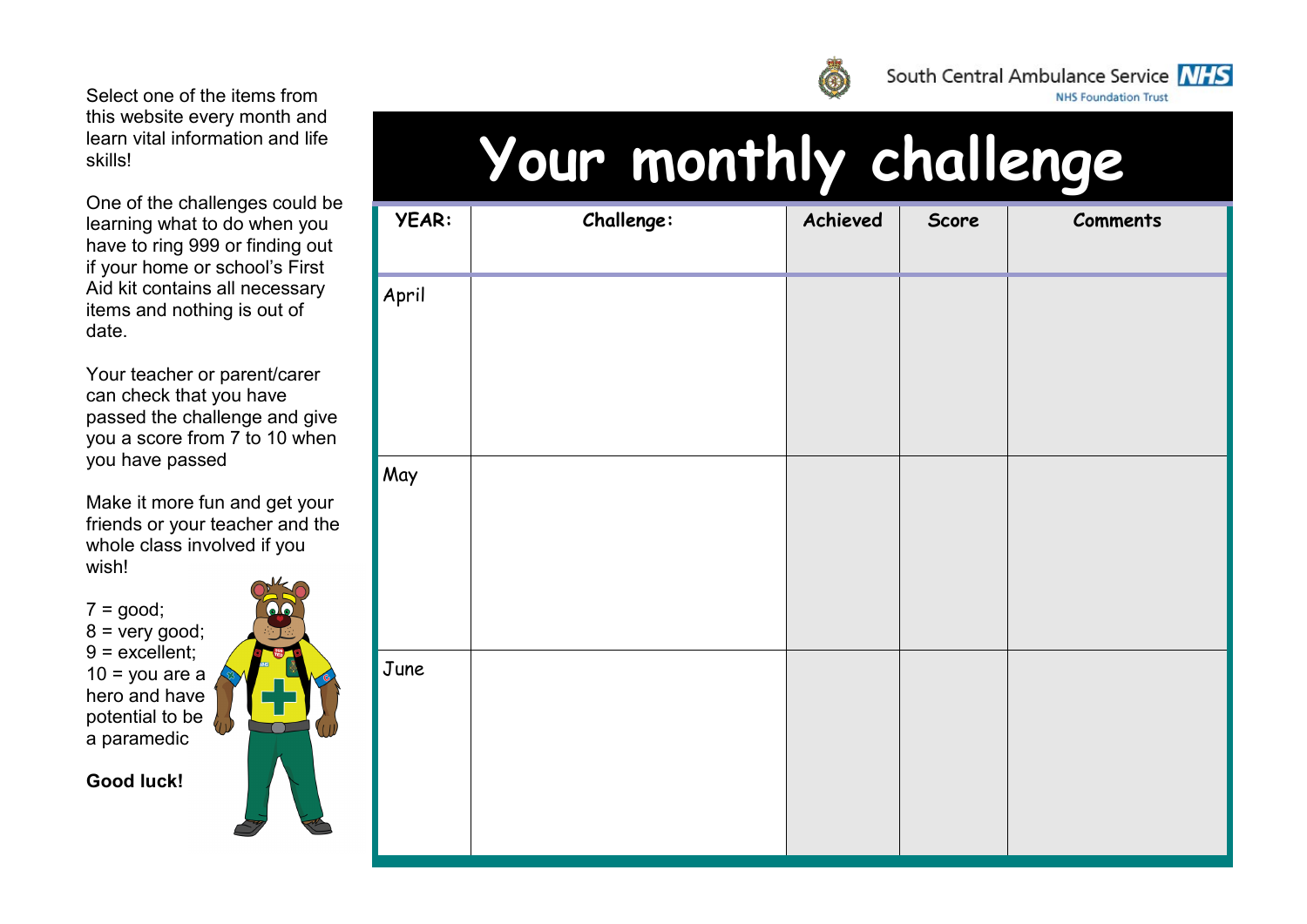South Central Ambulance Service NHS

NHS Foundation Trust

Select one of the items from this website every month and learn vital information and life skills!

One of the challenges could be learning what to do when you have to ring 999 or finding out if your home or school's First Aid kit contains all necessary items and nothing is out of date.

Your teacher or parent/carer can check that you have passed the challenge and give you a score from 7 to 10 when you have passed

Make it more fun and get your friends or your teacher and the whole class involved if you wish!

7 = good;
8 = very good;
9 = excellent;
10 = you are a hero and have potential to be a paramedic

**Good luck!**

# Your monthly challenge

| YEAR: | Challenge: | Achieved | Score | Comments |
|---|---|---|---|---|
| April | | | | |
| May | | | | |
| June | | | | |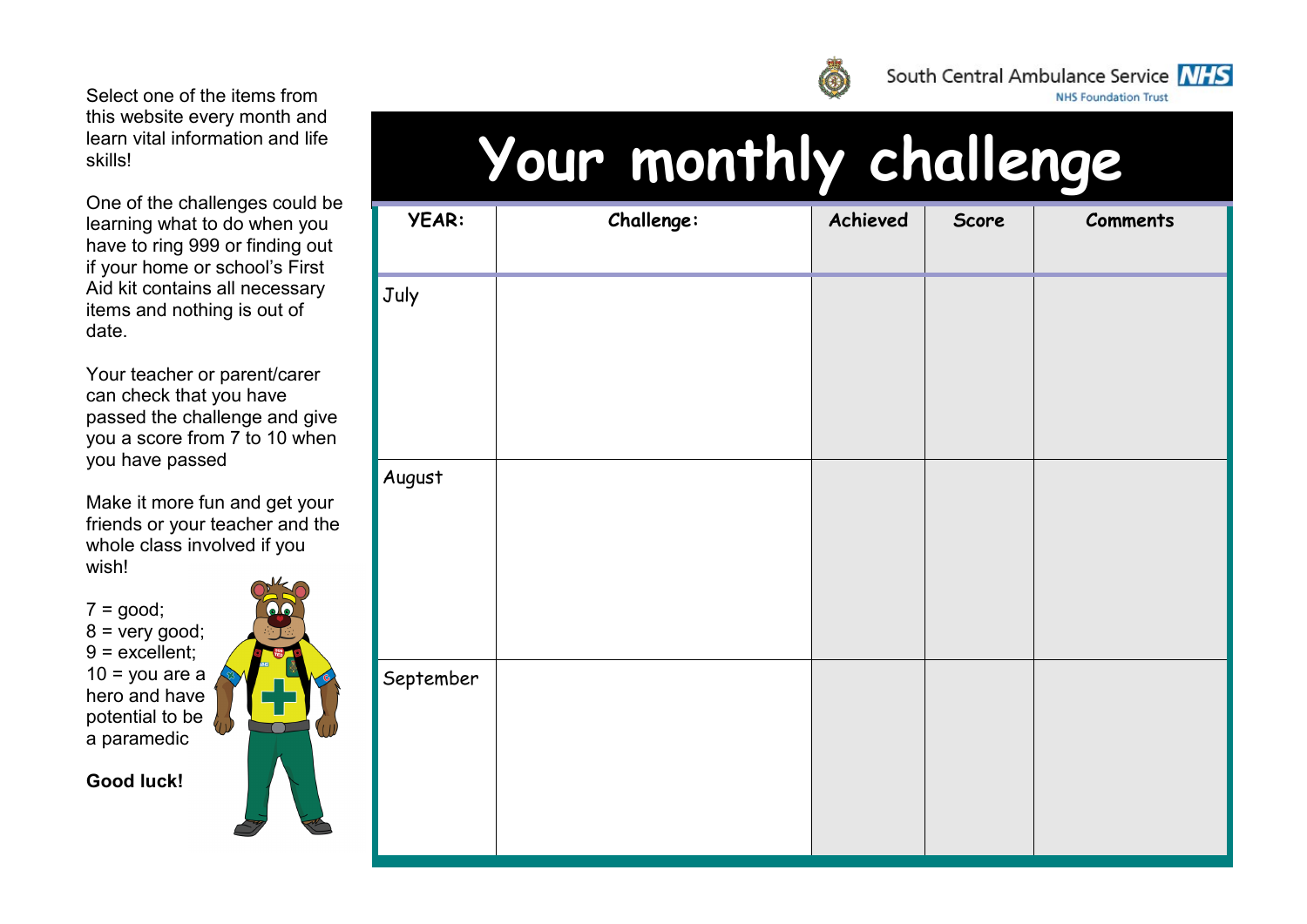Select one of the items from this website every month and learn vital information and life skills!

One of the challenges could be learning what to do when you have to ring 999 or finding out if your home or school's First Aid kit contains all necessary items and nothing is out of date.

Your teacher or parent/carer can check that you have passed the challenge and give you a score from 7 to 10 when you have passed

Make it more fun and get your friends or your teacher and the whole class involved if you wish!

7 = good;
8 = very good;
9 = excellent;
10 = you are a hero and have potential to be a paramedic

**Good luck!**

South Central Ambulance Service NHS
NHS Foundation Trust

# Your monthly challenge

| YEAR: | Challenge: | Achieved | Score | Comments |
|---|---|---|---|---|
| July | | | | |
| August | | | | |
| September | | | | |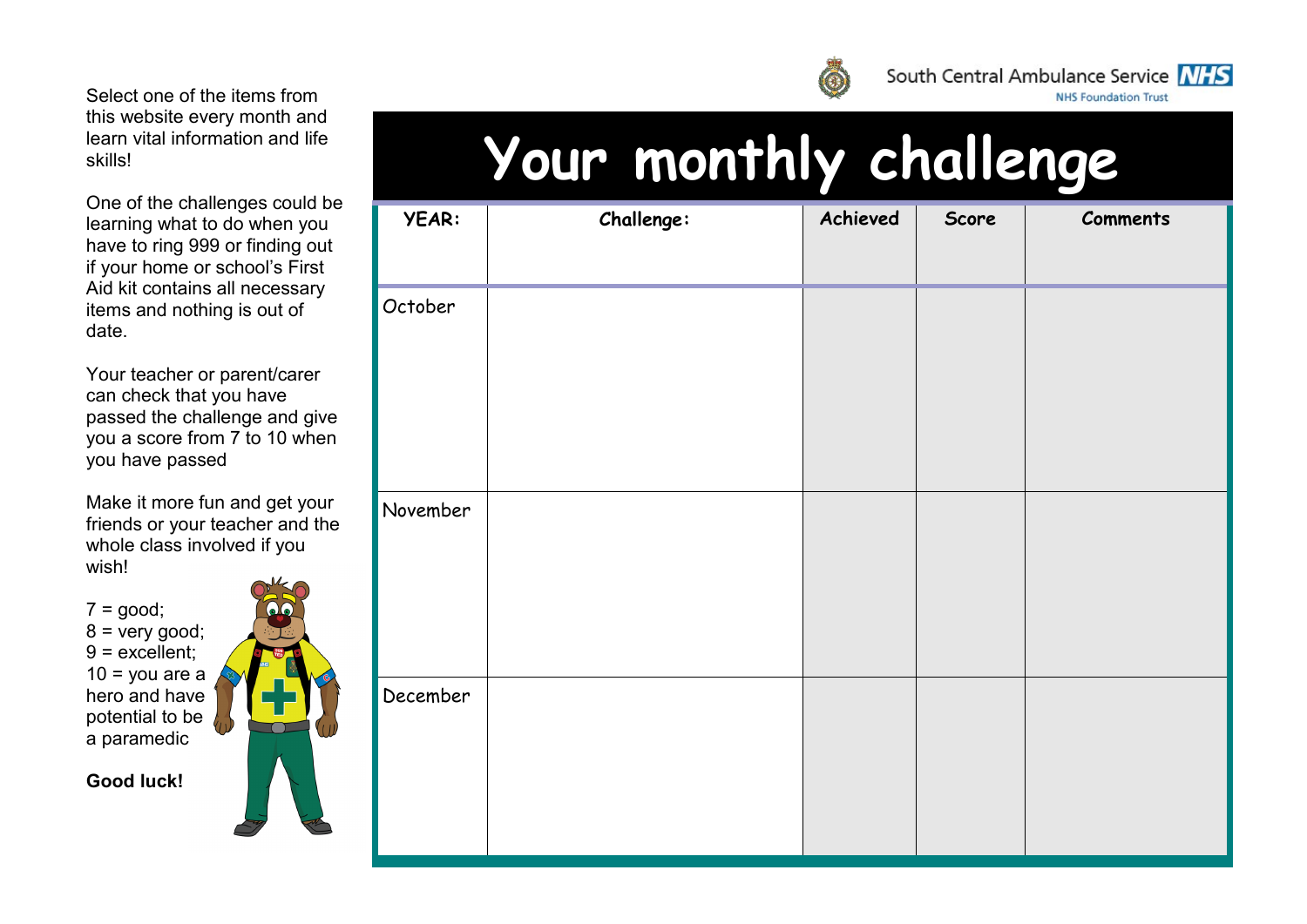South Central Ambulance Service NHS
NHS Foundation Trust

Select one of the items from this website every month and learn vital information and life skills!

One of the challenges could be learning what to do when you have to ring 999 or finding out if your home or school's First Aid kit contains all necessary items and nothing is out of date.

Your teacher or parent/carer can check that you have passed the challenge and give you a score from 7 to 10 when you have passed

Make it more fun and get your friends or your teacher and the whole class involved if you wish!

7 = good;
8 = very good;
9 = excellent;
10 = you are a hero and have potential to be a paramedic

**Good luck!**

# Your monthly challenge

| YEAR: | Challenge: | Achieved | Score | Comments |
|---|---|---|---|---|
| October | | | | |
| November | | | | |
| December | | | | |